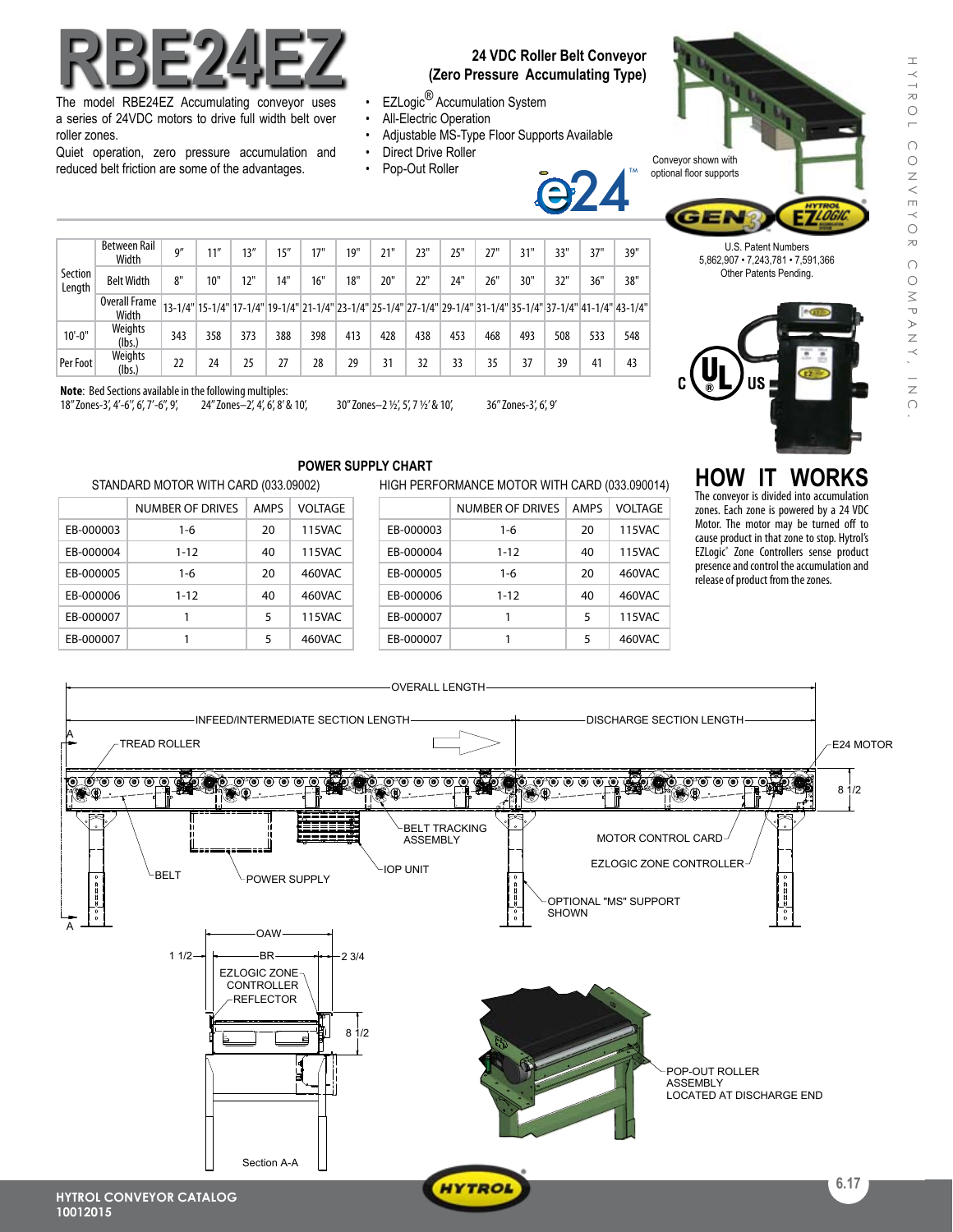# RBE24EZ

The model RBE24EZ Accumulating conveyor uses a series of 24VDC motors to drive full width belt over roller zones.

Quiet operation, zero pressure accumulation and reduced belt friction are some of the advantages.

## 24 VDC Roller Belt Conveyor (Zero Pressure Accumulating Type)

- EZLogic® Accumulation System
- All-Electric Operation
- Adjustable MS-Type Floor Supports Available
- Direct Drive Roller
- Pop-Out Roller

Conveyor shown with optional floor supports

U.S. Patent Numbers 5,862,907 • 7,243,781 • 7,591,366 Other Patents Pending.

| Section Length | Between Rail Width | 9" | 11" | 13" | 15" | 17" | 19" | 21" | 23" | 25" | 27" | 31" | 33" | 37" | 39" |
|---|---|---|---|---|---|---|---|---|---|---|---|---|---|---|---|
| | Belt Width | 8" | 10" | 12" | 14" | 16" | 18" | 20" | 22" | 24" | 26" | 30" | 32" | 36" | 38" |
| | Overall Frame Width | 13-1/4" | 15-1/4" | 17-1/4" | 19-1/4" | 21-1/4" | 23-1/4" | 25-1/4" | 27-1/4" | 29-1/4" | 31-1/4" | 35-1/4" | 37-1/4" | 41-1/4" | 43-1/4" |
| 10'-0" | Weights (lbs.) | 343 | 358 | 373 | 388 | 398 | 413 | 428 | 438 | 453 | 468 | 493 | 508 | 533 | 548 |
| Per Foot | Weights (lbs.) | 22 | 24 | 25 | 27 | 28 | 29 | 31 | 32 | 33 | 35 | 37 | 39 | 41 | 43 |

**Note**: Bed Sections available in the following multiples:
18" Zones-3', 4'-6", 6', 7'-6", 9', 24" Zones–2', 4', 6', 8' & 10', 30" Zones–2 ½', 5', 7 ½' & 10', 36" Zones-3', 6', 9'

## POWER SUPPLY CHART

STANDARD MOTOR WITH CARD (033.09002)

| | NUMBER OF DRIVES | AMPS | VOLTAGE |
|---|---|---|---|
| EB-000003 | 1-6 | 20 | 115VAC |
| EB-000004 | 1-12 | 40 | 115VAC |
| EB-000005 | 1-6 | 20 | 460VAC |
| EB-000006 | 1-12 | 40 | 460VAC |
| EB-000007 | 1 | 5 | 115VAC |
| EB-000007 | 1 | 5 | 460VAC |

HIGH PERFORMANCE MOTOR WITH CARD (033.090014)

| | NUMBER OF DRIVES | AMPS | VOLTAGE |
|---|---|---|---|
| EB-000003 | 1-6 | 20 | 115VAC |
| EB-000004 | 1-12 | 40 | 115VAC |
| EB-000005 | 1-6 | 20 | 460VAC |
| EB-000006 | 1-12 | 40 | 460VAC |
| EB-000007 | 1 | 5 | 115VAC |
| EB-000007 | 1 | 5 | 460VAC |

## HOW IT WORKS

The conveyor is divided into accumulation zones. Each zone is powered by a 24 VDC Motor. The motor may be turned off to cause product in that zone to stop. Hytrol's EZLogic® Zone Controllers sense product presence and control the accumulation and release of product from the zones.

OVERALL LENGTH — INFEED/INTERMEDIATE SECTION LENGTH — DISCHARGE SECTION LENGTH — TREAD ROLLER — E24 MOTOR — 8 1/2 — BELT TRACKING ASSEMBLY — MOTOR CONTROL CARD — EZLOGIC ZONE CONTROLLER — IOP UNIT — BELT — POWER SUPPLY — OPTIONAL "MS" SUPPORT SHOWN

OAW — BR — 1 1/2 — 2 3/4 — EZLOGIC ZONE CONTROLLER — REFLECTOR — 8 1/2

Section A-A

POP-OUT ROLLER ASSEMBLY LOCATED AT DISCHARGE END

HYTROL CONVEYOR CATALOG 10012015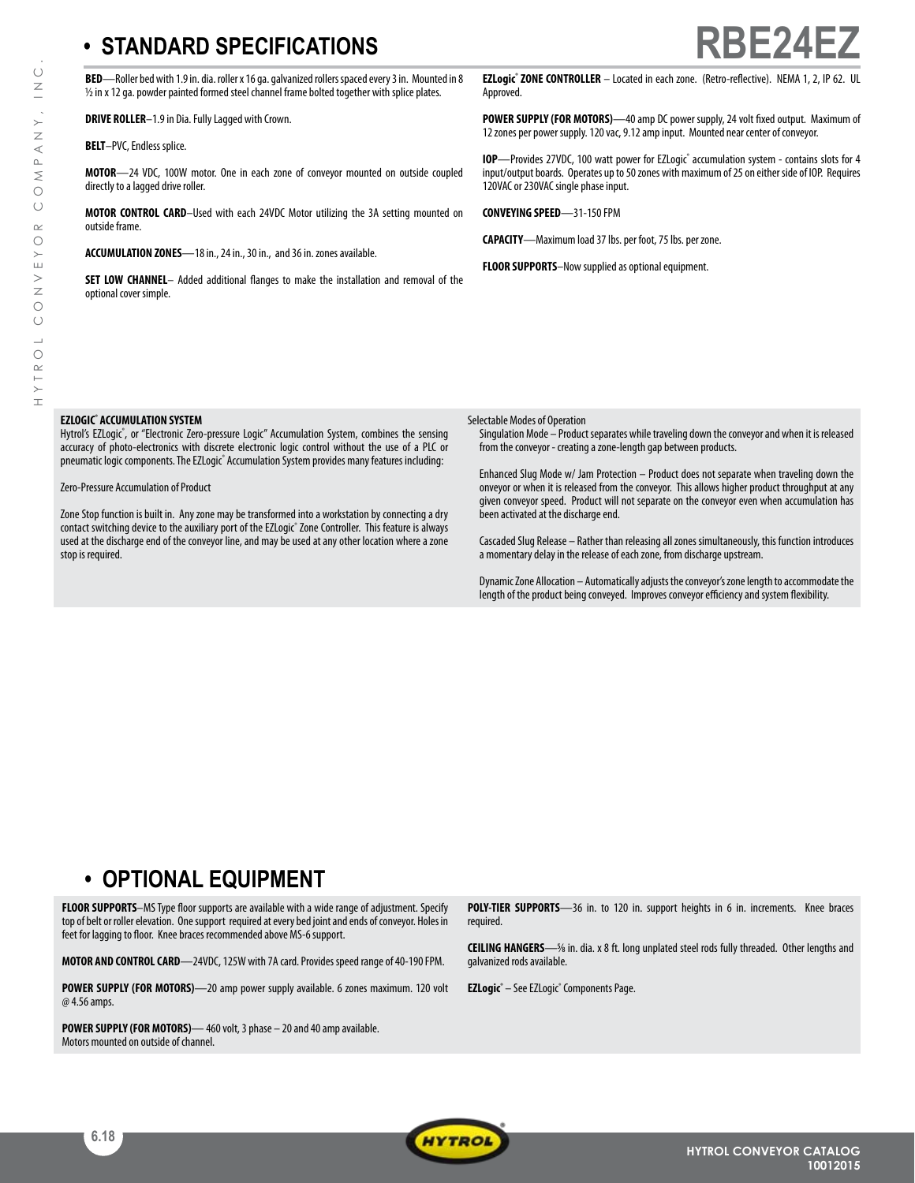# • STANDARD SPECIFICATIONS

# RBE24EZ

**BED**—Roller bed with 1.9 in. dia. roller x 16 ga. galvanized rollers spaced every 3 in. Mounted in 8 ½ in x 12 ga. powder painted formed steel channel frame bolted together with splice plates.

**DRIVE ROLLER**–1.9 in Dia. Fully Lagged with Crown.

**BELT**–PVC, Endless splice.

**MOTOR**—24 VDC, 100W motor. One in each zone of conveyor mounted on outside coupled directly to a lagged drive roller.

**MOTOR CONTROL CARD**–Used with each 24VDC Motor utilizing the 3A setting mounted on outside frame.

**ACCUMULATION ZONES**—18 in., 24 in., 30 in., and 36 in. zones available.

**SET LOW CHANNEL**– Added additional flanges to make the installation and removal of the optional cover simple.

**EZLogic® ZONE CONTROLLER** – Located in each zone. (Retro-reflective). NEMA 1, 2, IP 62. UL Approved.

**POWER SUPPLY (FOR MOTORS)**—40 amp DC power supply, 24 volt fixed output. Maximum of 12 zones per power supply. 120 vac, 9.12 amp input. Mounted near center of conveyor.

**IOP**—Provides 27VDC, 100 watt power for EZLogic® accumulation system - contains slots for 4 input/output boards. Operates up to 50 zones with maximum of 25 on either side of IOP. Requires 120VAC or 230VAC single phase input.

**CONVEYING SPEED**—31-150 FPM

**CAPACITY**—Maximum load 37 lbs. per foot, 75 lbs. per zone.

**FLOOR SUPPORTS**–Now supplied as optional equipment.

**EZLOGIC® ACCUMULATION SYSTEM**

Hytrol's EZLogic®, or "Electronic Zero-pressure Logic" Accumulation System, combines the sensing accuracy of photo-electronics with discrete electronic logic control without the use of a PLC or pneumatic logic components. The EZLogic® Accumulation System provides many features including:

Zero-Pressure Accumulation of Product

Zone Stop function is built in. Any zone may be transformed into a workstation by connecting a dry contact switching device to the auxiliary port of the EZLogic® Zone Controller. This feature is always used at the discharge end of the conveyor line, and may be used at any other location where a zone stop is required.

Selectable Modes of Operation

Singulation Mode – Product separates while traveling down the conveyor and when it is released from the conveyor - creating a zone-length gap between products.

Enhanced Slug Mode w/ Jam Protection – Product does not separate when traveling down the onveyor or when it is released from the conveyor. This allows higher product throughput at any given conveyor speed. Product will not separate on the conveyor even when accumulation has been activated at the discharge end.

Cascaded Slug Release – Rather than releasing all zones simultaneously, this function introduces a momentary delay in the release of each zone, from discharge upstream.

Dynamic Zone Allocation – Automatically adjusts the conveyor's zone length to accommodate the length of the product being conveyed. Improves conveyor efficiency and system flexibility.

# • OPTIONAL EQUIPMENT

**FLOOR SUPPORTS**–MS Type floor supports are available with a wide range of adjustment. Specify top of belt or roller elevation. One support required at every bed joint and ends of conveyor. Holes in feet for lagging to floor. Knee braces recommended above MS-6 support.

**MOTOR AND CONTROL CARD**—24VDC, 125W with 7A card. Provides speed range of 40-190 FPM.

**POWER SUPPLY (FOR MOTORS)**—20 amp power supply available. 6 zones maximum. 120 volt @ 4.56 amps.

**POWER SUPPLY (FOR MOTORS)**— 460 volt, 3 phase – 20 and 40 amp available. Motors mounted on outside of channel.

**POLY-TIER SUPPORTS**—36 in. to 120 in. support heights in 6 in. increments. Knee braces required.

**CEILING HANGERS**—⅝ in. dia. x 8 ft. long unplated steel rods fully threaded. Other lengths and galvanized rods available.

**EZLogic®** – See EZLogic® Components Page.